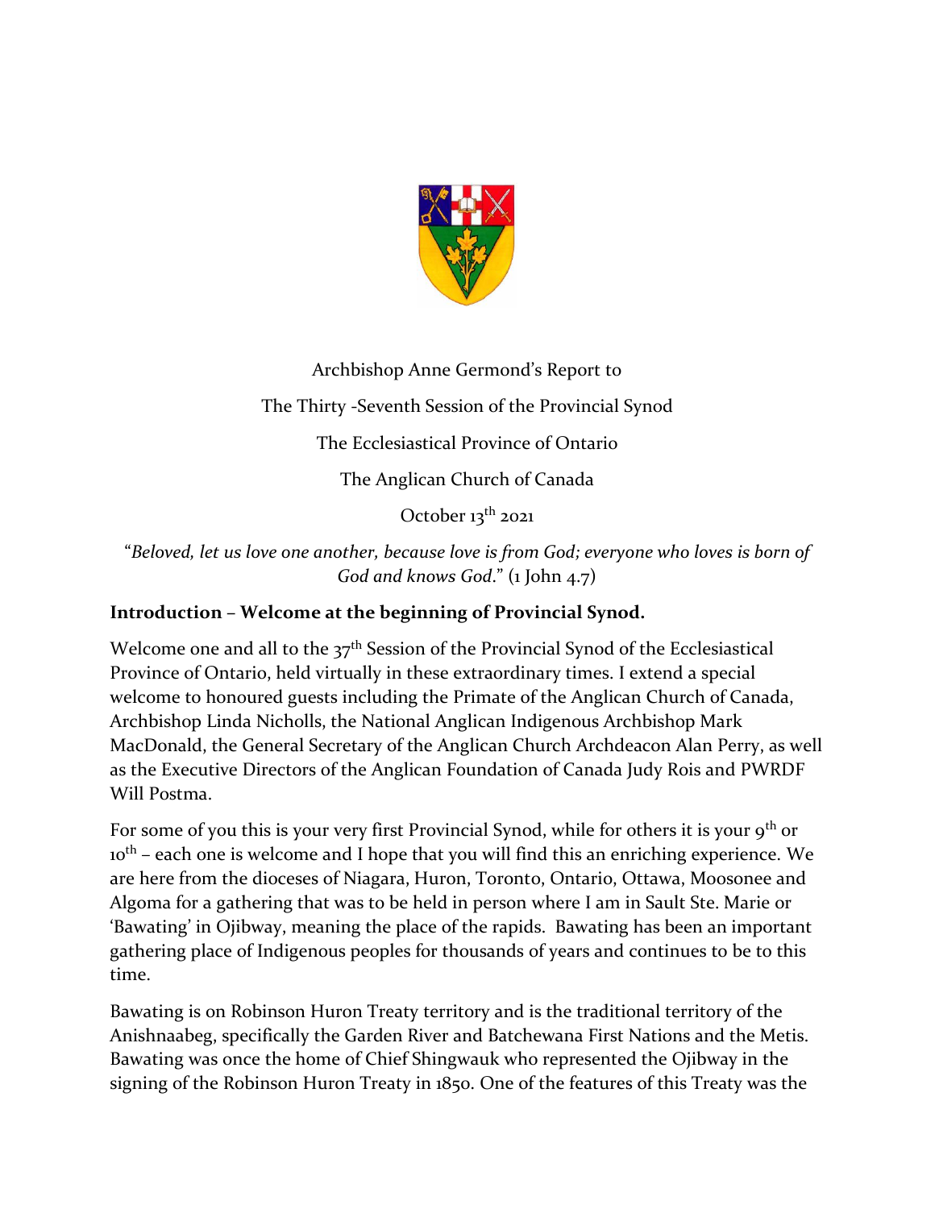Archbishop Anne Germond's Report to

The Thirty -Seventh Session of the Provincial Synod

The Ecclesiastical Province of Ontario

The Anglican Church of Canada

October 13th 2021

"*Beloved, let us love one another, because love is from God; everyone who loves is born of God and knows God*." (1 John 4.7)

**Introduction – Welcome at the beginning of Provincial Synod.**

Welcome one and all to the 37th Session of the Provincial Synod of the Ecclesiastical Province of Ontario, held virtually in these extraordinary times. I extend a special welcome to honoured guests including the Primate of the Anglican Church of Canada, Archbishop Linda Nicholls, the National Anglican Indigenous Archbishop Mark MacDonald, the General Secretary of the Anglican Church Archdeacon Alan Perry, as well as the Executive Directors of the Anglican Foundation of Canada Judy Rois and PWRDF Will Postma.

For some of you this is your very first Provincial Synod, while for others it is your 9th or 10th – each one is welcome and I hope that you will find this an enriching experience. We are here from the dioceses of Niagara, Huron, Toronto, Ontario, Ottawa, Moosonee and Algoma for a gathering that was to be held in person where I am in Sault Ste. Marie or 'Bawating' in Ojibway, meaning the place of the rapids. Bawating has been an important gathering place of Indigenous peoples for thousands of years and continues to be to this time.

Bawating is on Robinson Huron Treaty territory and is the traditional territory of the Anishnaabeg, specifically the Garden River and Batchewana First Nations and the Metis. Bawating was once the home of Chief Shingwauk who represented the Ojibway in the signing of the Robinson Huron Treaty in 1850. One of the features of this Treaty was the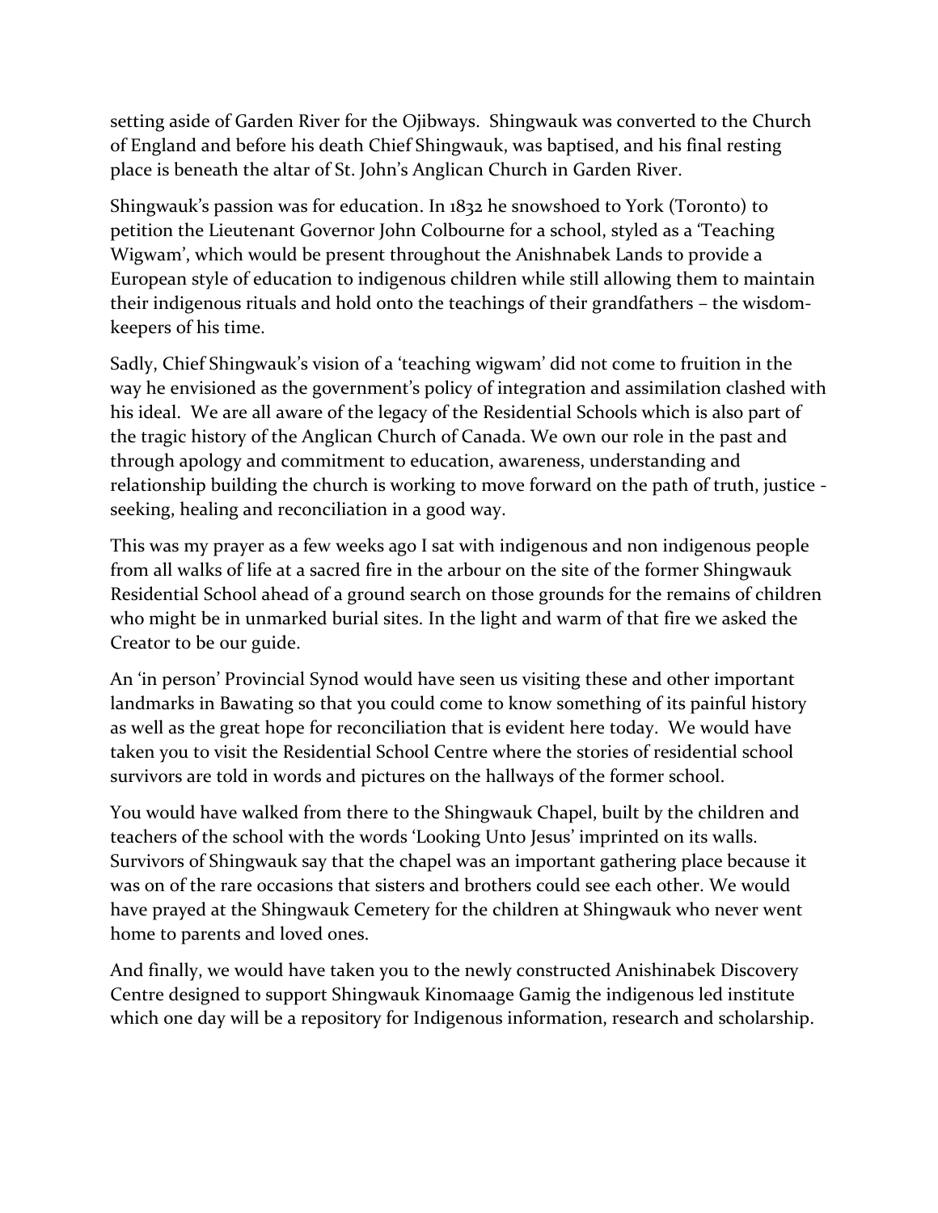setting aside of Garden River for the Ojibways. Shingwauk was converted to the Church of England and before his death Chief Shingwauk, was baptised, and his final resting place is beneath the altar of St. John's Anglican Church in Garden River.

Shingwauk's passion was for education. In 1832 he snowshoed to York (Toronto) to petition the Lieutenant Governor John Colbourne for a school, styled as a 'Teaching Wigwam', which would be present throughout the Anishnabek Lands to provide a European style of education to indigenous children while still allowing them to maintain their indigenous rituals and hold onto the teachings of their grandfathers – the wisdom-keepers of his time.

Sadly, Chief Shingwauk's vision of a 'teaching wigwam' did not come to fruition in the way he envisioned as the government's policy of integration and assimilation clashed with his ideal. We are all aware of the legacy of the Residential Schools which is also part of the tragic history of the Anglican Church of Canada. We own our role in the past and through apology and commitment to education, awareness, understanding and relationship building the church is working to move forward on the path of truth, justice - seeking, healing and reconciliation in a good way.

This was my prayer as a few weeks ago I sat with indigenous and non indigenous people from all walks of life at a sacred fire in the arbour on the site of the former Shingwauk Residential School ahead of a ground search on those grounds for the remains of children who might be in unmarked burial sites. In the light and warm of that fire we asked the Creator to be our guide.

An 'in person' Provincial Synod would have seen us visiting these and other important landmarks in Bawating so that you could come to know something of its painful history as well as the great hope for reconciliation that is evident here today. We would have taken you to visit the Residential School Centre where the stories of residential school survivors are told in words and pictures on the hallways of the former school.

You would have walked from there to the Shingwauk Chapel, built by the children and teachers of the school with the words 'Looking Unto Jesus' imprinted on its walls. Survivors of Shingwauk say that the chapel was an important gathering place because it was on of the rare occasions that sisters and brothers could see each other. We would have prayed at the Shingwauk Cemetery for the children at Shingwauk who never went home to parents and loved ones.

And finally, we would have taken you to the newly constructed Anishinabek Discovery Centre designed to support Shingwauk Kinomaage Gamig the indigenous led institute which one day will be a repository for Indigenous information, research and scholarship.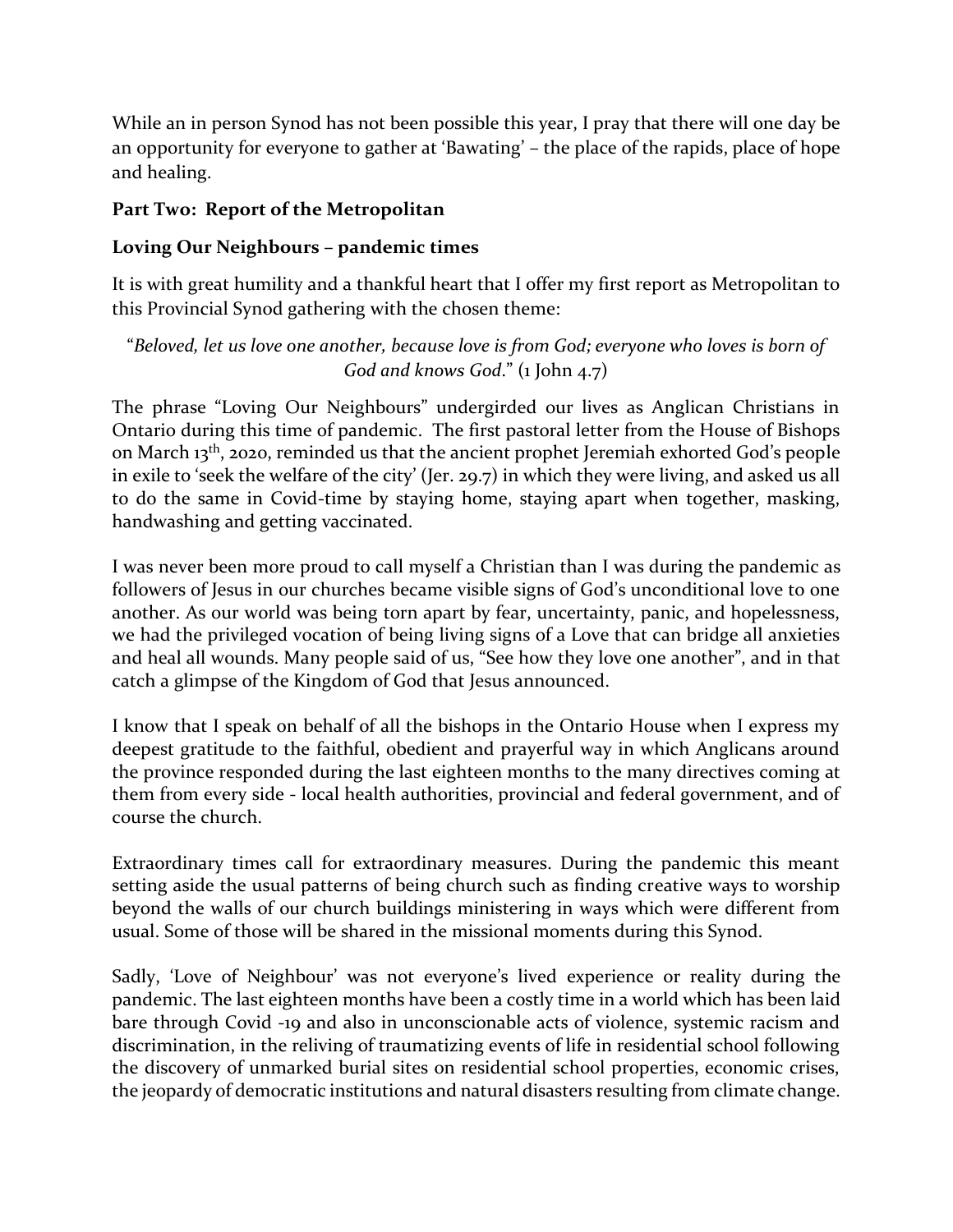While an in person Synod has not been possible this year, I pray that there will one day be an opportunity for everyone to gather at 'Bawating' – the place of the rapids, place of hope and healing.

**Part Two: Report of the Metropolitan**

**Loving Our Neighbours – pandemic times**

It is with great humility and a thankful heart that I offer my first report as Metropolitan to this Provincial Synod gathering with the chosen theme:

"*Beloved, let us love one another, because love is from God; everyone who loves is born of God and knows God*." (1 John 4.7)

The phrase "Loving Our Neighbours" undergirded our lives as Anglican Christians in Ontario during this time of pandemic. The first pastoral letter from the House of Bishops on March 13th, 2020, reminded us that the ancient prophet Jeremiah exhorted God's people in exile to 'seek the welfare of the city' (Jer. 29.7) in which they were living, and asked us all to do the same in Covid-time by staying home, staying apart when together, masking, handwashing and getting vaccinated.

I was never been more proud to call myself a Christian than I was during the pandemic as followers of Jesus in our churches became visible signs of God's unconditional love to one another. As our world was being torn apart by fear, uncertainty, panic, and hopelessness, we had the privileged vocation of being living signs of a Love that can bridge all anxieties and heal all wounds. Many people said of us, "See how they love one another", and in that catch a glimpse of the Kingdom of God that Jesus announced.

I know that I speak on behalf of all the bishops in the Ontario House when I express my deepest gratitude to the faithful, obedient and prayerful way in which Anglicans around the province responded during the last eighteen months to the many directives coming at them from every side - local health authorities, provincial and federal government, and of course the church.

Extraordinary times call for extraordinary measures. During the pandemic this meant setting aside the usual patterns of being church such as finding creative ways to worship beyond the walls of our church buildings ministering in ways which were different from usual. Some of those will be shared in the missional moments during this Synod.

Sadly, 'Love of Neighbour' was not everyone's lived experience or reality during the pandemic. The last eighteen months have been a costly time in a world which has been laid bare through Covid -19 and also in unconscionable acts of violence, systemic racism and discrimination, in the reliving of traumatizing events of life in residential school following the discovery of unmarked burial sites on residential school properties, economic crises, the jeopardy of democratic institutions and natural disasters resulting from climate change.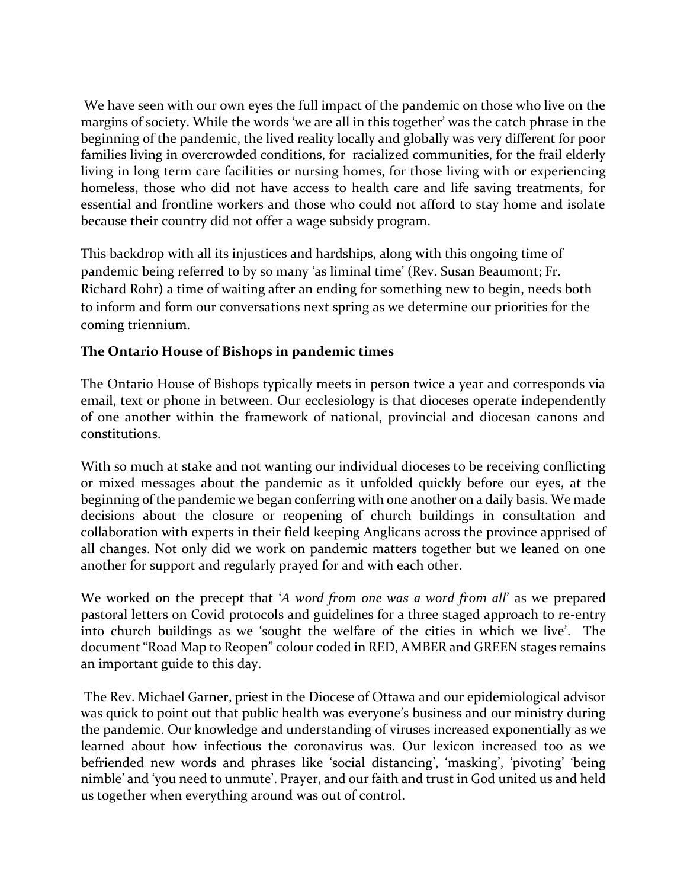We have seen with our own eyes the full impact of the pandemic on those who live on the margins of society. While the words 'we are all in this together' was the catch phrase in the beginning of the pandemic, the lived reality locally and globally was very different for poor families living in overcrowded conditions, for racialized communities, for the frail elderly living in long term care facilities or nursing homes, for those living with or experiencing homeless, those who did not have access to health care and life saving treatments, for essential and frontline workers and those who could not afford to stay home and isolate because their country did not offer a wage subsidy program.

This backdrop with all its injustices and hardships, along with this ongoing time of pandemic being referred to by so many 'as liminal time' (Rev. Susan Beaumont; Fr. Richard Rohr) a time of waiting after an ending for something new to begin, needs both to inform and form our conversations next spring as we determine our priorities for the coming triennium.

**The Ontario House of Bishops in pandemic times**

The Ontario House of Bishops typically meets in person twice a year and corresponds via email, text or phone in between. Our ecclesiology is that dioceses operate independently of one another within the framework of national, provincial and diocesan canons and constitutions.

With so much at stake and not wanting our individual dioceses to be receiving conflicting or mixed messages about the pandemic as it unfolded quickly before our eyes, at the beginning of the pandemic we began conferring with one another on a daily basis. We made decisions about the closure or reopening of church buildings in consultation and collaboration with experts in their field keeping Anglicans across the province apprised of all changes. Not only did we work on pandemic matters together but we leaned on one another for support and regularly prayed for and with each other.

We worked on the precept that '*A word from one was a word from all*' as we prepared pastoral letters on Covid protocols and guidelines for a three staged approach to re-entry into church buildings as we 'sought the welfare of the cities in which we live'. The document "Road Map to Reopen" colour coded in RED, AMBER and GREEN stages remains an important guide to this day.

The Rev. Michael Garner, priest in the Diocese of Ottawa and our epidemiological advisor was quick to point out that public health was everyone's business and our ministry during the pandemic. Our knowledge and understanding of viruses increased exponentially as we learned about how infectious the coronavirus was. Our lexicon increased too as we befriended new words and phrases like 'social distancing', 'masking', 'pivoting' 'being nimble' and 'you need to unmute'. Prayer, and our faith and trust in God united us and held us together when everything around was out of control.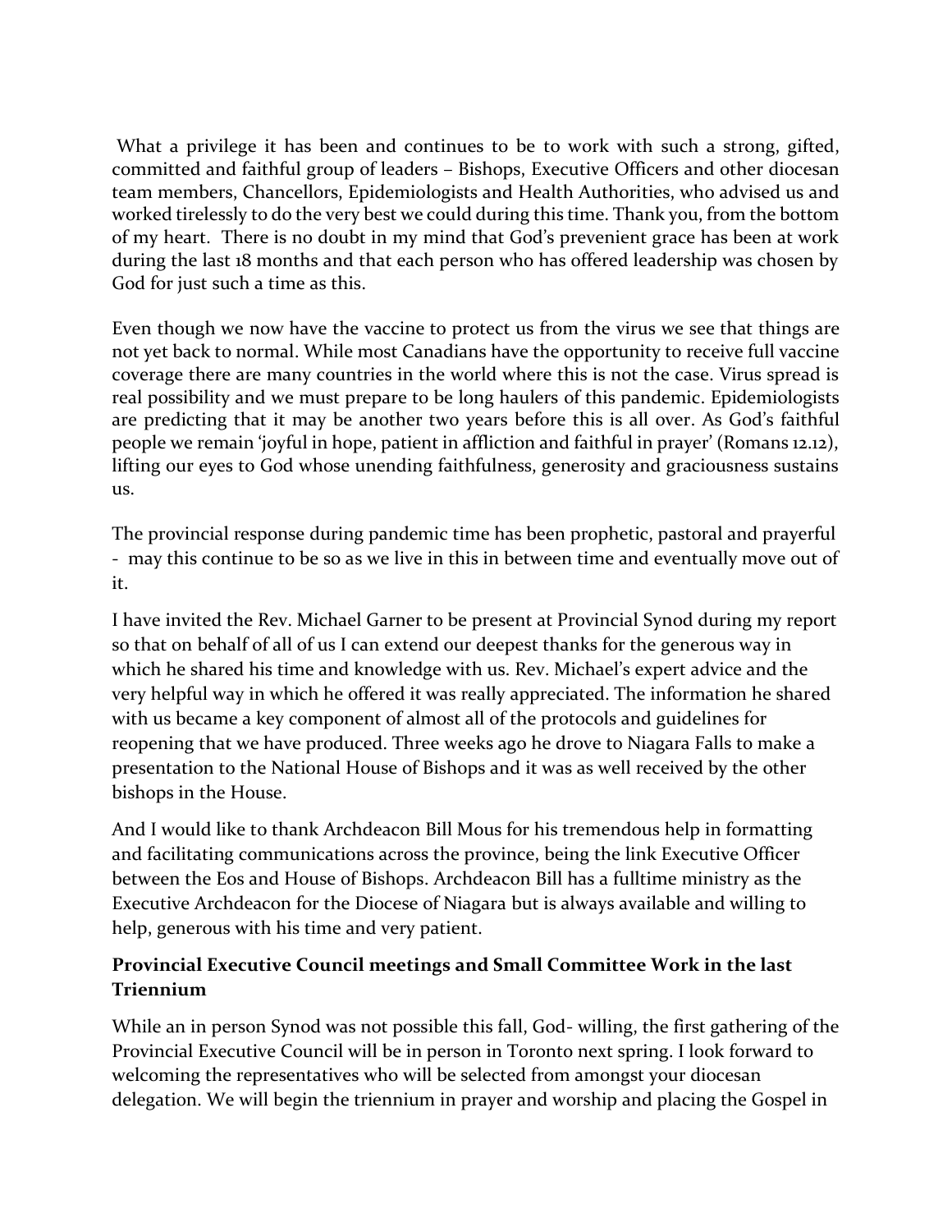What a privilege it has been and continues to be to work with such a strong, gifted, committed and faithful group of leaders – Bishops, Executive Officers and other diocesan team members, Chancellors, Epidemiologists and Health Authorities, who advised us and worked tirelessly to do the very best we could during this time. Thank you, from the bottom of my heart. There is no doubt in my mind that God's prevenient grace has been at work during the last 18 months and that each person who has offered leadership was chosen by God for just such a time as this.

Even though we now have the vaccine to protect us from the virus we see that things are not yet back to normal. While most Canadians have the opportunity to receive full vaccine coverage there are many countries in the world where this is not the case. Virus spread is real possibility and we must prepare to be long haulers of this pandemic. Epidemiologists are predicting that it may be another two years before this is all over. As God's faithful people we remain 'joyful in hope, patient in affliction and faithful in prayer' (Romans 12.12), lifting our eyes to God whose unending faithfulness, generosity and graciousness sustains us.

The provincial response during pandemic time has been prophetic, pastoral and prayerful - may this continue to be so as we live in this in between time and eventually move out of it.

I have invited the Rev. Michael Garner to be present at Provincial Synod during my report so that on behalf of all of us I can extend our deepest thanks for the generous way in which he shared his time and knowledge with us. Rev. Michael's expert advice and the very helpful way in which he offered it was really appreciated. The information he shared with us became a key component of almost all of the protocols and guidelines for reopening that we have produced. Three weeks ago he drove to Niagara Falls to make a presentation to the National House of Bishops and it was as well received by the other bishops in the House.

And I would like to thank Archdeacon Bill Mous for his tremendous help in formatting and facilitating communications across the province, being the link Executive Officer between the Eos and House of Bishops. Archdeacon Bill has a fulltime ministry as the Executive Archdeacon for the Diocese of Niagara but is always available and willing to help, generous with his time and very patient.

**Provincial Executive Council meetings and Small Committee Work in the last Triennium**

While an in person Synod was not possible this fall, God- willing, the first gathering of the Provincial Executive Council will be in person in Toronto next spring. I look forward to welcoming the representatives who will be selected from amongst your diocesan delegation. We will begin the triennium in prayer and worship and placing the Gospel in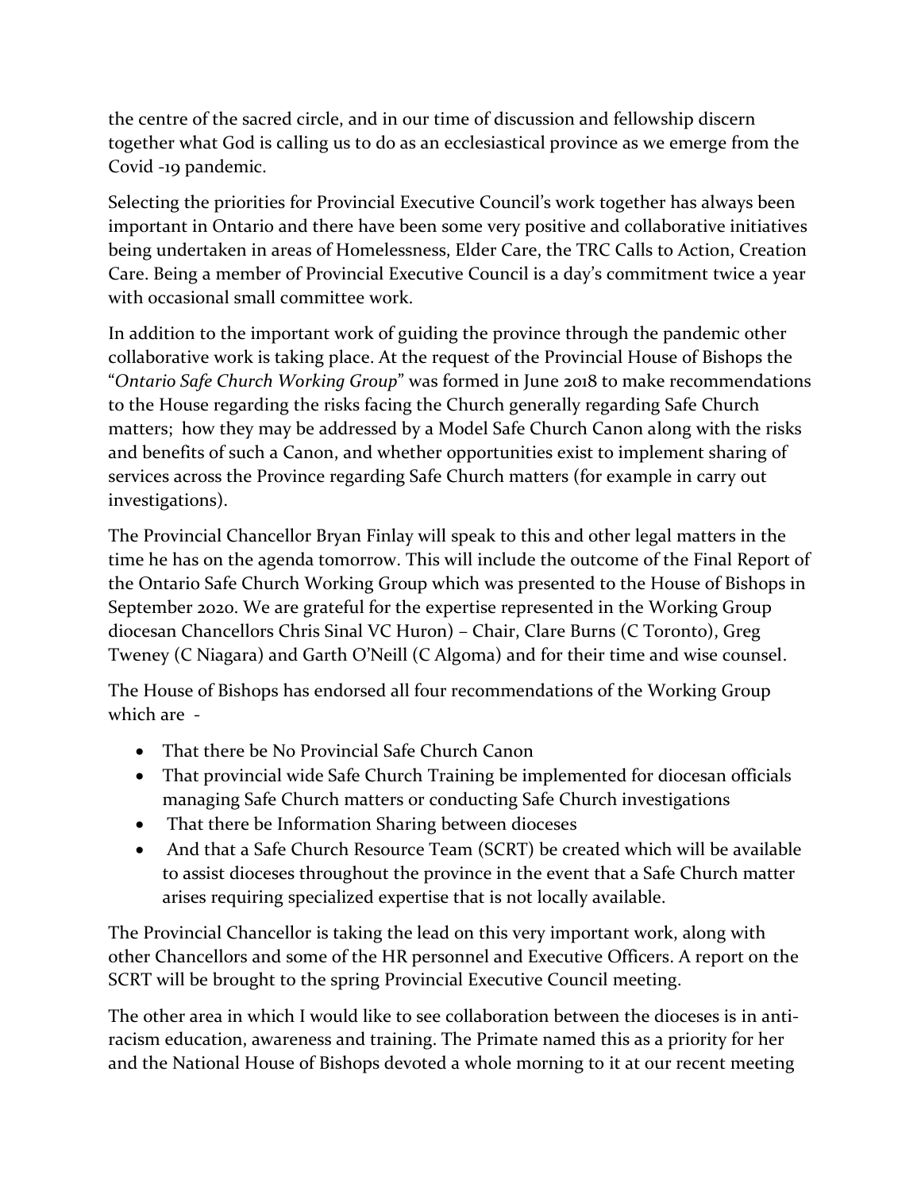the centre of the sacred circle, and in our time of discussion and fellowship discern together what God is calling us to do as an ecclesiastical province as we emerge from the Covid -19 pandemic.

Selecting the priorities for Provincial Executive Council's work together has always been important in Ontario and there have been some very positive and collaborative initiatives being undertaken in areas of Homelessness, Elder Care, the TRC Calls to Action, Creation Care. Being a member of Provincial Executive Council is a day's commitment twice a year with occasional small committee work.

In addition to the important work of guiding the province through the pandemic other collaborative work is taking place. At the request of the Provincial House of Bishops the "*Ontario Safe Church Working Group*" was formed in June 2018 to make recommendations to the House regarding the risks facing the Church generally regarding Safe Church matters; how they may be addressed by a Model Safe Church Canon along with the risks and benefits of such a Canon, and whether opportunities exist to implement sharing of services across the Province regarding Safe Church matters (for example in carry out investigations).

The Provincial Chancellor Bryan Finlay will speak to this and other legal matters in the time he has on the agenda tomorrow. This will include the outcome of the Final Report of the Ontario Safe Church Working Group which was presented to the House of Bishops in September 2020. We are grateful for the expertise represented in the Working Group diocesan Chancellors Chris Sinal VC Huron) – Chair, Clare Burns (C Toronto), Greg Tweney (C Niagara) and Garth O'Neill (C Algoma) and for their time and wise counsel.

The House of Bishops has endorsed all four recommendations of the Working Group which are -

- That there be No Provincial Safe Church Canon
- That provincial wide Safe Church Training be implemented for diocesan officials managing Safe Church matters or conducting Safe Church investigations
- That there be Information Sharing between dioceses
- And that a Safe Church Resource Team (SCRT) be created which will be available to assist dioceses throughout the province in the event that a Safe Church matter arises requiring specialized expertise that is not locally available.

The Provincial Chancellor is taking the lead on this very important work, along with other Chancellors and some of the HR personnel and Executive Officers. A report on the SCRT will be brought to the spring Provincial Executive Council meeting.

The other area in which I would like to see collaboration between the dioceses is in anti-racism education, awareness and training. The Primate named this as a priority for her and the National House of Bishops devoted a whole morning to it at our recent meeting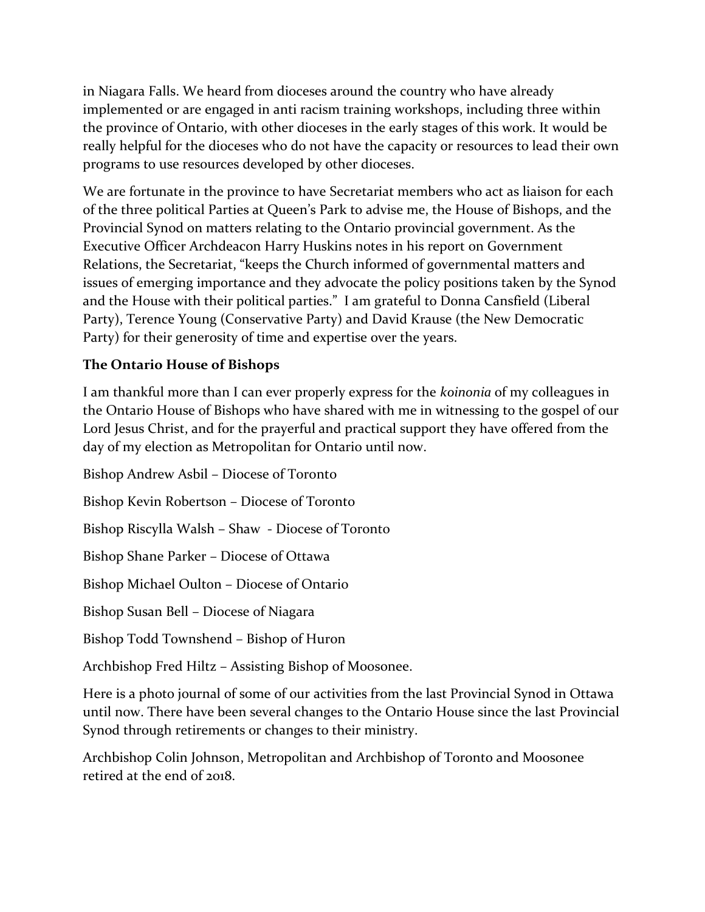in Niagara Falls. We heard from dioceses around the country who have already implemented or are engaged in anti racism training workshops, including three within the province of Ontario, with other dioceses in the early stages of this work. It would be really helpful for the dioceses who do not have the capacity or resources to lead their own programs to use resources developed by other dioceses.

We are fortunate in the province to have Secretariat members who act as liaison for each of the three political Parties at Queen's Park to advise me, the House of Bishops, and the Provincial Synod on matters relating to the Ontario provincial government. As the Executive Officer Archdeacon Harry Huskins notes in his report on Government Relations, the Secretariat, "keeps the Church informed of governmental matters and issues of emerging importance and they advocate the policy positions taken by the Synod and the House with their political parties." I am grateful to Donna Cansfield (Liberal Party), Terence Young (Conservative Party) and David Krause (the New Democratic Party) for their generosity of time and expertise over the years.

**The Ontario House of Bishops**

I am thankful more than I can ever properly express for the *koinonia* of my colleagues in the Ontario House of Bishops who have shared with me in witnessing to the gospel of our Lord Jesus Christ, and for the prayerful and practical support they have offered from the day of my election as Metropolitan for Ontario until now.

Bishop Andrew Asbil – Diocese of Toronto

Bishop Kevin Robertson – Diocese of Toronto

Bishop Riscylla Walsh – Shaw - Diocese of Toronto

Bishop Shane Parker – Diocese of Ottawa

Bishop Michael Oulton – Diocese of Ontario

Bishop Susan Bell – Diocese of Niagara

Bishop Todd Townshend – Bishop of Huron

Archbishop Fred Hiltz – Assisting Bishop of Moosonee.

Here is a photo journal of some of our activities from the last Provincial Synod in Ottawa until now. There have been several changes to the Ontario House since the last Provincial Synod through retirements or changes to their ministry.

Archbishop Colin Johnson, Metropolitan and Archbishop of Toronto and Moosonee retired at the end of 2018.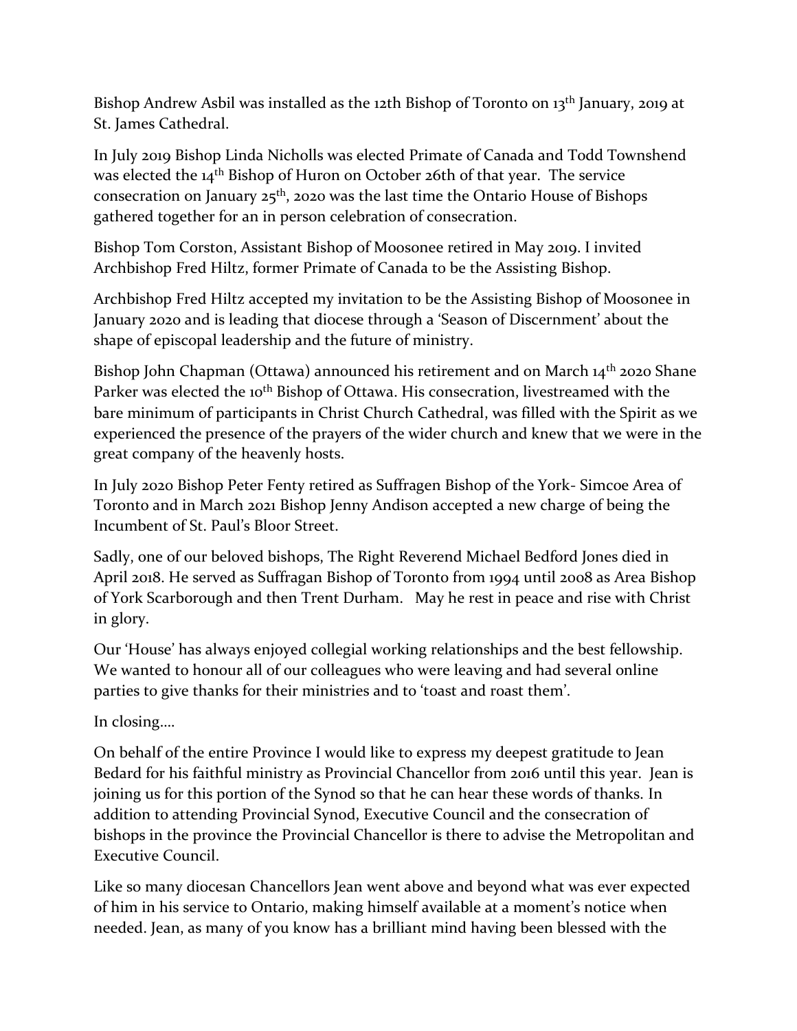Bishop Andrew Asbil was installed as the 12th Bishop of Toronto on 13th January, 2019 at St. James Cathedral.

In July 2019 Bishop Linda Nicholls was elected Primate of Canada and Todd Townshend was elected the 14th Bishop of Huron on October 26th of that year. The service consecration on January 25th, 2020 was the last time the Ontario House of Bishops gathered together for an in person celebration of consecration.

Bishop Tom Corston, Assistant Bishop of Moosonee retired in May 2019. I invited Archbishop Fred Hiltz, former Primate of Canada to be the Assisting Bishop.

Archbishop Fred Hiltz accepted my invitation to be the Assisting Bishop of Moosonee in January 2020 and is leading that diocese through a 'Season of Discernment' about the shape of episcopal leadership and the future of ministry.

Bishop John Chapman (Ottawa) announced his retirement and on March 14th 2020 Shane Parker was elected the 10th Bishop of Ottawa. His consecration, livestreamed with the bare minimum of participants in Christ Church Cathedral, was filled with the Spirit as we experienced the presence of the prayers of the wider church and knew that we were in the great company of the heavenly hosts.

In July 2020 Bishop Peter Fenty retired as Suffragen Bishop of the York- Simcoe Area of Toronto and in March 2021 Bishop Jenny Andison accepted a new charge of being the Incumbent of St. Paul's Bloor Street.

Sadly, one of our beloved bishops, The Right Reverend Michael Bedford Jones died in April 2018. He served as Suffragan Bishop of Toronto from 1994 until 2008 as Area Bishop of York Scarborough and then Trent Durham. May he rest in peace and rise with Christ in glory.

Our 'House' has always enjoyed collegial working relationships and the best fellowship. We wanted to honour all of our colleagues who were leaving and had several online parties to give thanks for their ministries and to 'toast and roast them'.

In closing….

On behalf of the entire Province I would like to express my deepest gratitude to Jean Bedard for his faithful ministry as Provincial Chancellor from 2016 until this year. Jean is joining us for this portion of the Synod so that he can hear these words of thanks. In addition to attending Provincial Synod, Executive Council and the consecration of bishops in the province the Provincial Chancellor is there to advise the Metropolitan and Executive Council.

Like so many diocesan Chancellors Jean went above and beyond what was ever expected of him in his service to Ontario, making himself available at a moment's notice when needed. Jean, as many of you know has a brilliant mind having been blessed with the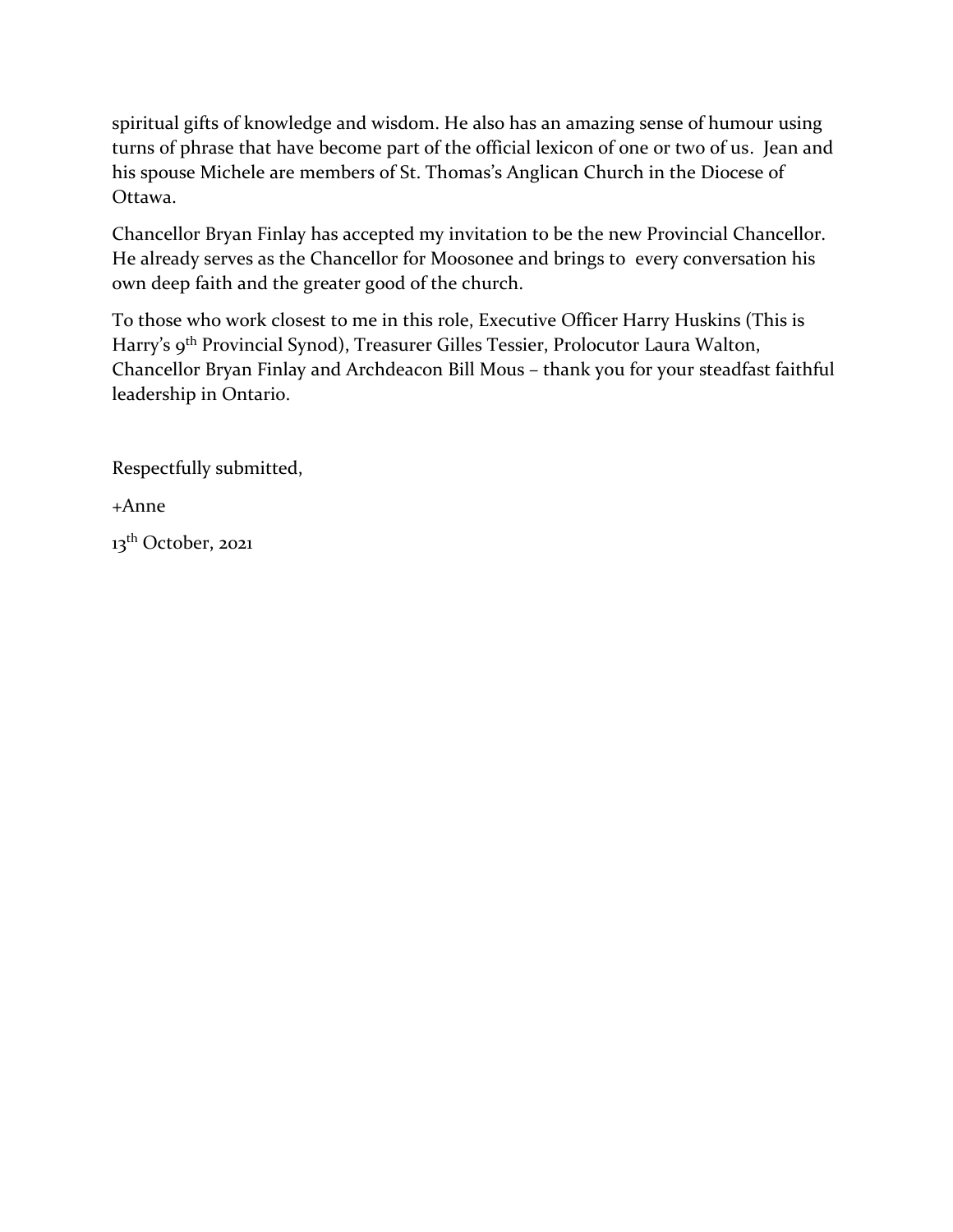spiritual gifts of knowledge and wisdom. He also has an amazing sense of humour using turns of phrase that have become part of the official lexicon of one or two of us. Jean and his spouse Michele are members of St. Thomas's Anglican Church in the Diocese of Ottawa.

Chancellor Bryan Finlay has accepted my invitation to be the new Provincial Chancellor. He already serves as the Chancellor for Moosonee and brings to every conversation his own deep faith and the greater good of the church.

To those who work closest to me in this role, Executive Officer Harry Huskins (This is Harry's 9th Provincial Synod), Treasurer Gilles Tessier, Prolocutor Laura Walton, Chancellor Bryan Finlay and Archdeacon Bill Mous – thank you for your steadfast faithful leadership in Ontario.

Respectfully submitted,

+Anne

13th October, 2021